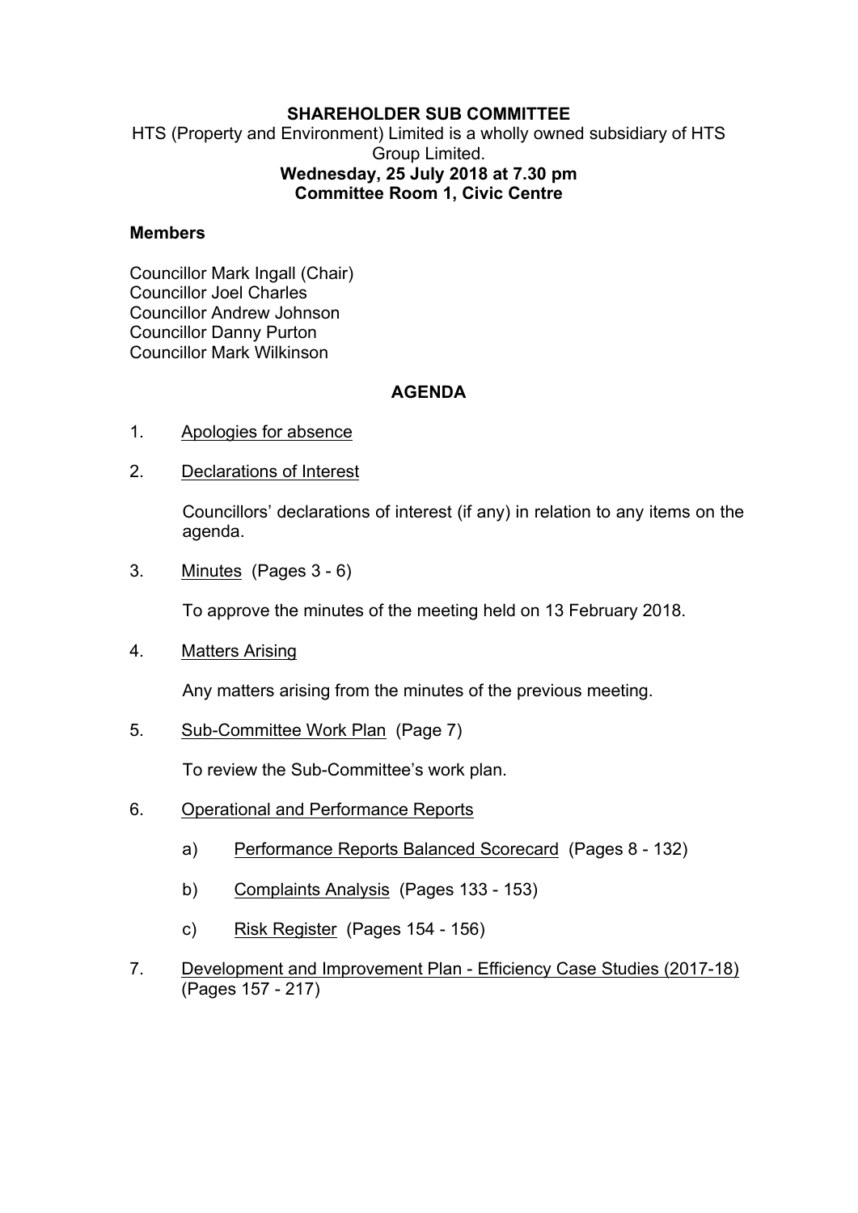**SHAREHOLDER SUB COMMITTEE**

HTS (Property and Environment) Limited is a wholly owned subsidiary of HTS Group Limited.

**Wednesday, 25 July 2018 at 7.30 pm**

**Committee Room 1, Civic Centre**

**Members**

Councillor Mark Ingall (Chair)
Councillor Joel Charles
Councillor Andrew Johnson
Councillor Danny Purton
Councillor Mark Wilkinson

## AGENDA

1. Apologies for absence

2. Declarations of Interest

   Councillors' declarations of interest (if any) in relation to any items on the agenda.

3. Minutes (Pages 3 - 6)

   To approve the minutes of the meeting held on 13 February 2018.

4. Matters Arising

   Any matters arising from the minutes of the previous meeting.

5. Sub-Committee Work Plan (Page 7)

   To review the Sub-Committee's work plan.

6. Operational and Performance Reports

   a) Performance Reports Balanced Scorecard (Pages 8 - 132)

   b) Complaints Analysis (Pages 133 - 153)

   c) Risk Register (Pages 154 - 156)

7. Development and Improvement Plan - Efficiency Case Studies (2017-18) (Pages 157 - 217)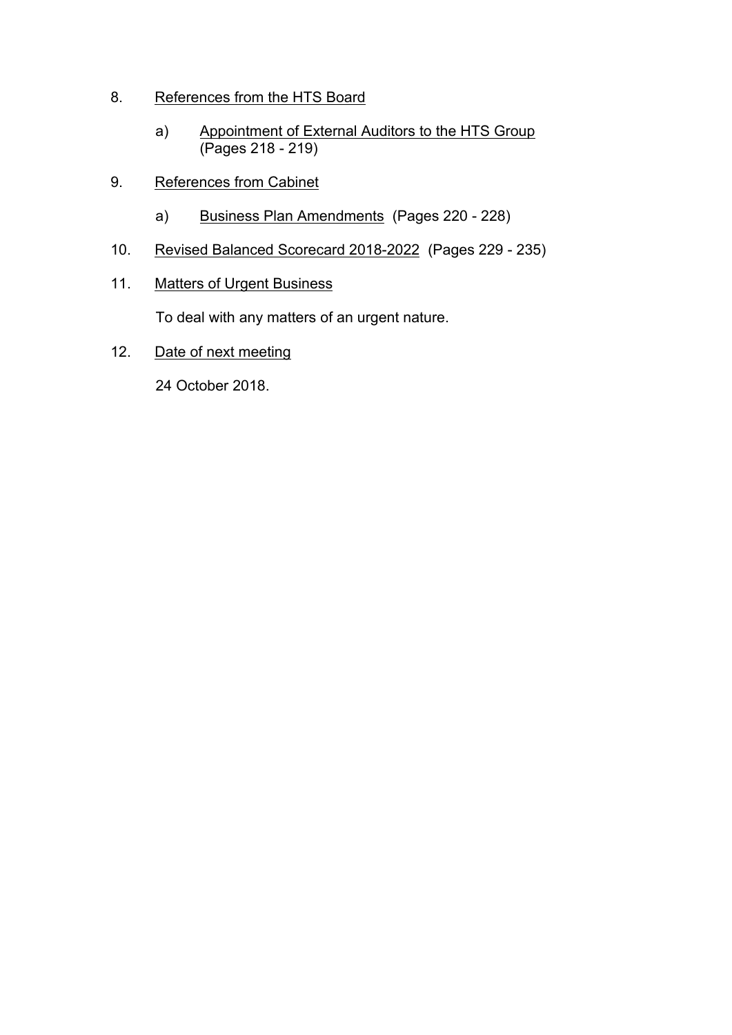8. References from the HTS Board

   a) Appointment of External Auditors to the HTS Group (Pages 218 - 219)

9. References from Cabinet

   a) Business Plan Amendments (Pages 220 - 228)

10. Revised Balanced Scorecard 2018-2022 (Pages 229 - 235)

11. Matters of Urgent Business

    To deal with any matters of an urgent nature.

12. Date of next meeting

    24 October 2018.